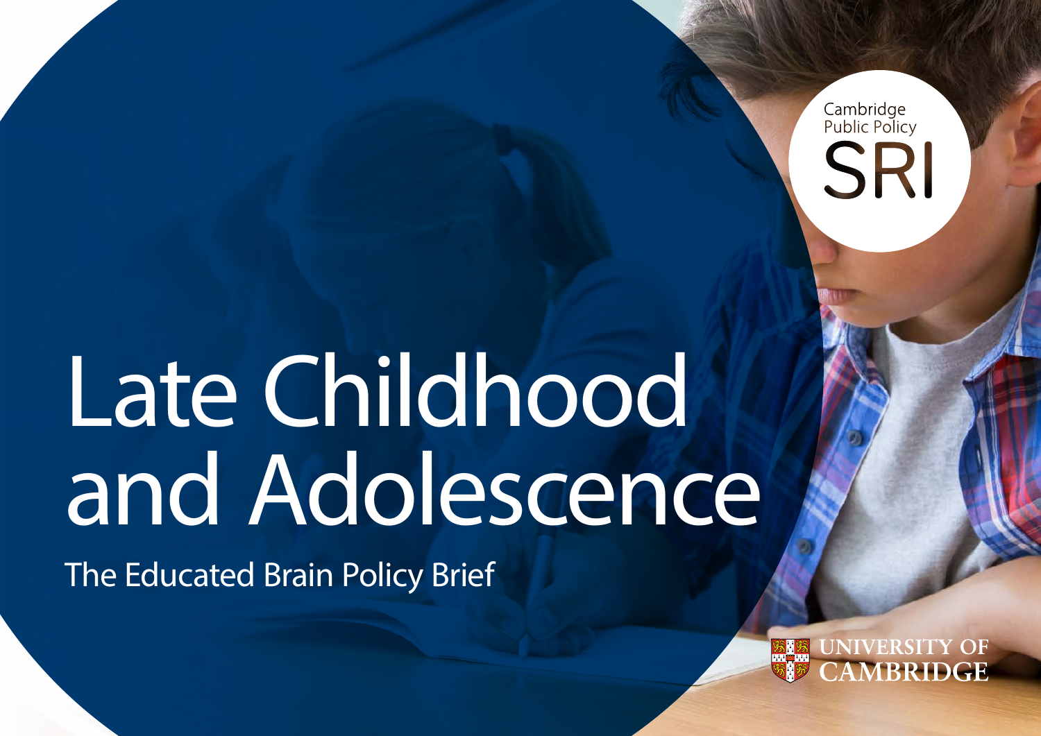Cambridge Public Policy SRI

# Late Childhood and Adolescence

The Educated Brain Policy Brief

UNIVERSITY OF CAMBRIDGE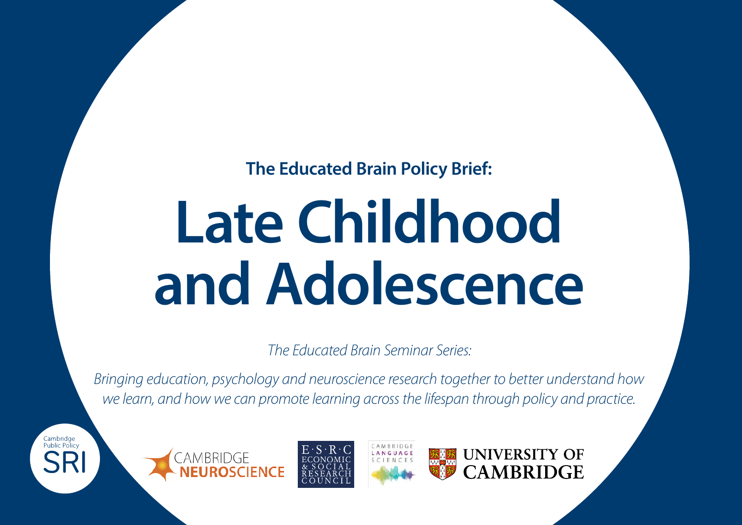**The Educated Brain Policy Brief:**

# Late Childhood and Adolescence

*The Educated Brain Seminar Series:*

*Bringing education, psychology and neuroscience research together to better understand how we learn, and how we can promote learning across the lifespan through policy and practice.*

Cambridge Public Policy SRI

CAMBRIDGE NEUROSCIENCE

E·S·R·C ECONOMIC & SOCIAL RESEARCH COUNCIL

CAMBRIDGE LANGUAGE SCIENCES

UNIVERSITY OF CAMBRIDGE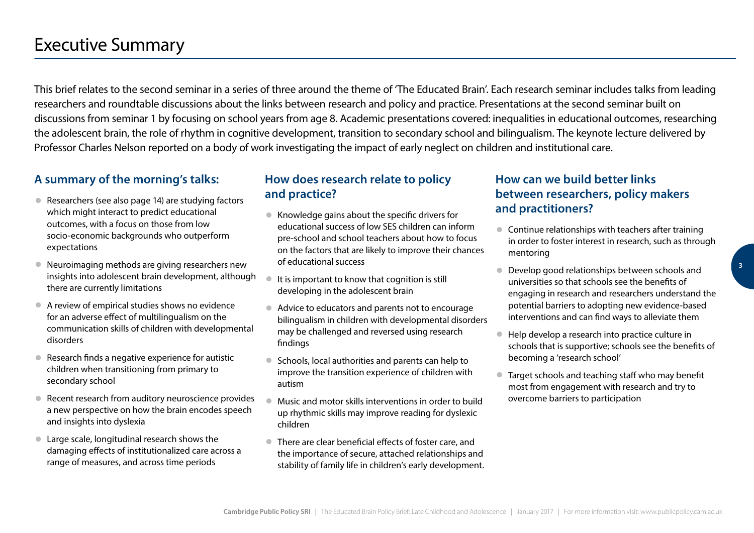# Executive Summary

This brief relates to the second seminar in a series of three around the theme of 'The Educated Brain'. Each research seminar includes talks from leading researchers and roundtable discussions about the links between research and policy and practice. Presentations at the second seminar built on discussions from seminar 1 by focusing on school years from age 8. Academic presentations covered: inequalities in educational outcomes, researching the adolescent brain, the role of rhythm in cognitive development, transition to secondary school and bilingualism. The keynote lecture delivered by Professor Charles Nelson reported on a body of work investigating the impact of early neglect on children and institutional care.

## A summary of the morning's talks:

- Researchers (see also page 14) are studying factors which might interact to predict educational outcomes, with a focus on those from low socio-economic backgrounds who outperform expectations
- Neuroimaging methods are giving researchers new insights into adolescent brain development, although there are currently limitations
- A review of empirical studies shows no evidence for an adverse effect of multilingualism on the communication skills of children with developmental disorders
- Research finds a negative experience for autistic children when transitioning from primary to secondary school
- Recent research from auditory neuroscience provides a new perspective on how the brain encodes speech and insights into dyslexia
- Large scale, longitudinal research shows the damaging effects of institutionalized care across a range of measures, and across time periods

## How does research relate to policy and practice?

- Knowledge gains about the specific drivers for educational success of low SES children can inform pre-school and school teachers about how to focus on the factors that are likely to improve their chances of educational success
- It is important to know that cognition is still developing in the adolescent brain
- Advice to educators and parents not to encourage bilingualism in children with developmental disorders may be challenged and reversed using research findings
- Schools, local authorities and parents can help to improve the transition experience of children with autism
- Music and motor skills interventions in order to build up rhythmic skills may improve reading for dyslexic children
- There are clear beneficial effects of foster care, and the importance of secure, attached relationships and stability of family life in children's early development.

## How can we build better links between researchers, policy makers and practitioners?

- Continue relationships with teachers after training in order to foster interest in research, such as through mentoring
- Develop good relationships between schools and universities so that schools see the benefits of engaging in research and researchers understand the potential barriers to adopting new evidence-based interventions and can find ways to alleviate them
- Help develop a research into practice culture in schools that is supportive; schools see the benefits of becoming a 'research school'
- Target schools and teaching staff who may benefit most from engagement with research and try to overcome barriers to participation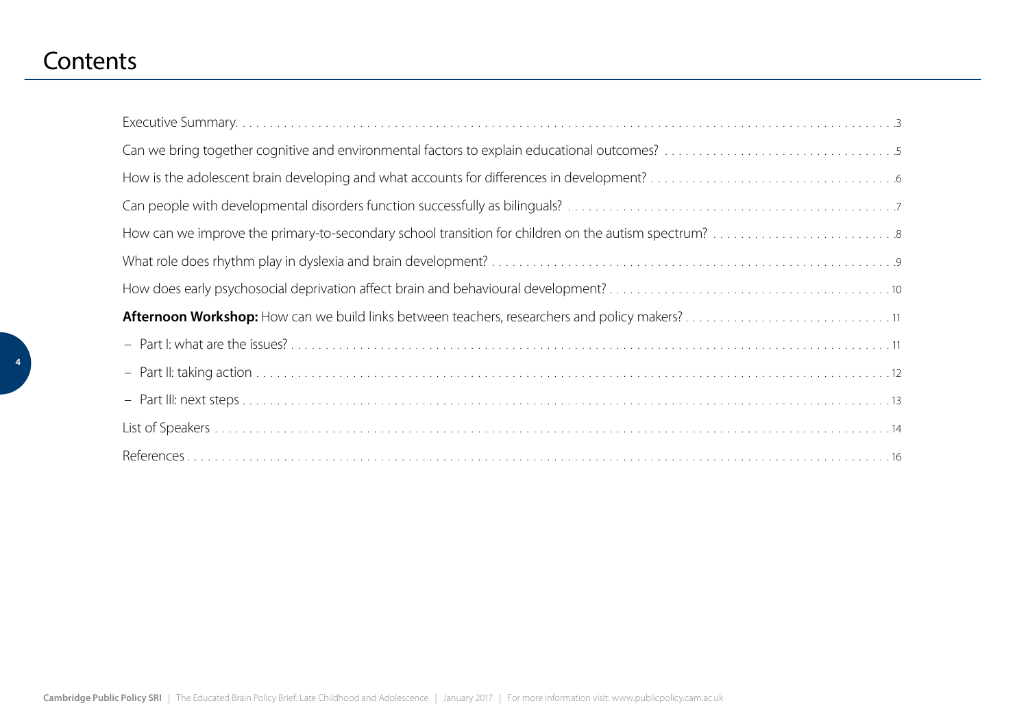# Contents

| | |
|---|---|
| Executive Summary | 3 |
| Can we bring together cognitive and environmental factors to explain educational outcomes? | 5 |
| How is the adolescent brain developing and what accounts for differences in development? | 6 |
| Can people with developmental disorders function successfully as bilinguals? | 7 |
| How can we improve the primary-to-secondary school transition for children on the autism spectrum? | 8 |
| What role does rhythm play in dyslexia and brain development? | 9 |
| How does early psychosocial deprivation affect brain and behavioural development? | 10 |
| **Afternoon Workshop:** How can we build links between teachers, researchers and policy makers? | 11 |
| – Part I: what are the issues? | 11 |
| – Part II: taking action | 12 |
| – Part III: next steps | 13 |
| List of Speakers | 14 |
| References | 16 |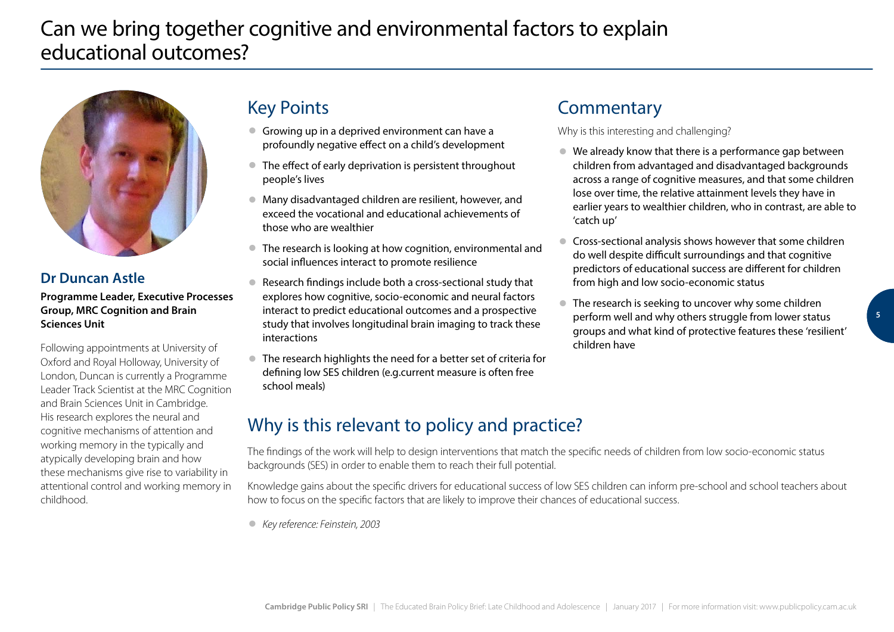# Can we bring together cognitive and environmental factors to explain educational outcomes?

**Dr Duncan Astle**

**Programme Leader, Executive Processes Group, MRC Cognition and Brain Sciences Unit**

Following appointments at University of Oxford and Royal Holloway, University of London, Duncan is currently a Programme Leader Track Scientist at the MRC Cognition and Brain Sciences Unit in Cambridge. His research explores the neural and cognitive mechanisms of attention and working memory in the typically and atypically developing brain and how these mechanisms give rise to variability in attentional control and working memory in childhood.

## Key Points

- Growing up in a deprived environment can have a profoundly negative effect on a child's development
- The effect of early deprivation is persistent throughout people's lives
- Many disadvantaged children are resilient, however, and exceed the vocational and educational achievements of those who are wealthier
- The research is looking at how cognition, environmental and social influences interact to promote resilience
- Research findings include both a cross-sectional study that explores how cognitive, socio-economic and neural factors interact to predict educational outcomes and a prospective study that involves longitudinal brain imaging to track these interactions
- The research highlights the need for a better set of criteria for defining low SES children (e.g.current measure is often free school meals)

## Commentary

Why is this interesting and challenging?

- We already know that there is a performance gap between children from advantaged and disadvantaged backgrounds across a range of cognitive measures, and that some children lose over time, the relative attainment levels they have in earlier years to wealthier children, who in contrast, are able to 'catch up'
- Cross-sectional analysis shows however that some children do well despite difficult surroundings and that cognitive predictors of educational success are different for children from high and low socio-economic status
- The research is seeking to uncover why some children perform well and why others struggle from lower status groups and what kind of protective features these 'resilient' children have

## Why is this relevant to policy and practice?

The findings of the work will help to design interventions that match the specific needs of children from low socio-economic status backgrounds (SES) in order to enable them to reach their full potential.

Knowledge gains about the specific drivers for educational success of low SES children can inform pre-school and school teachers about how to focus on the specific factors that are likely to improve their chances of educational success.

- *Key reference: Feinstein, 2003*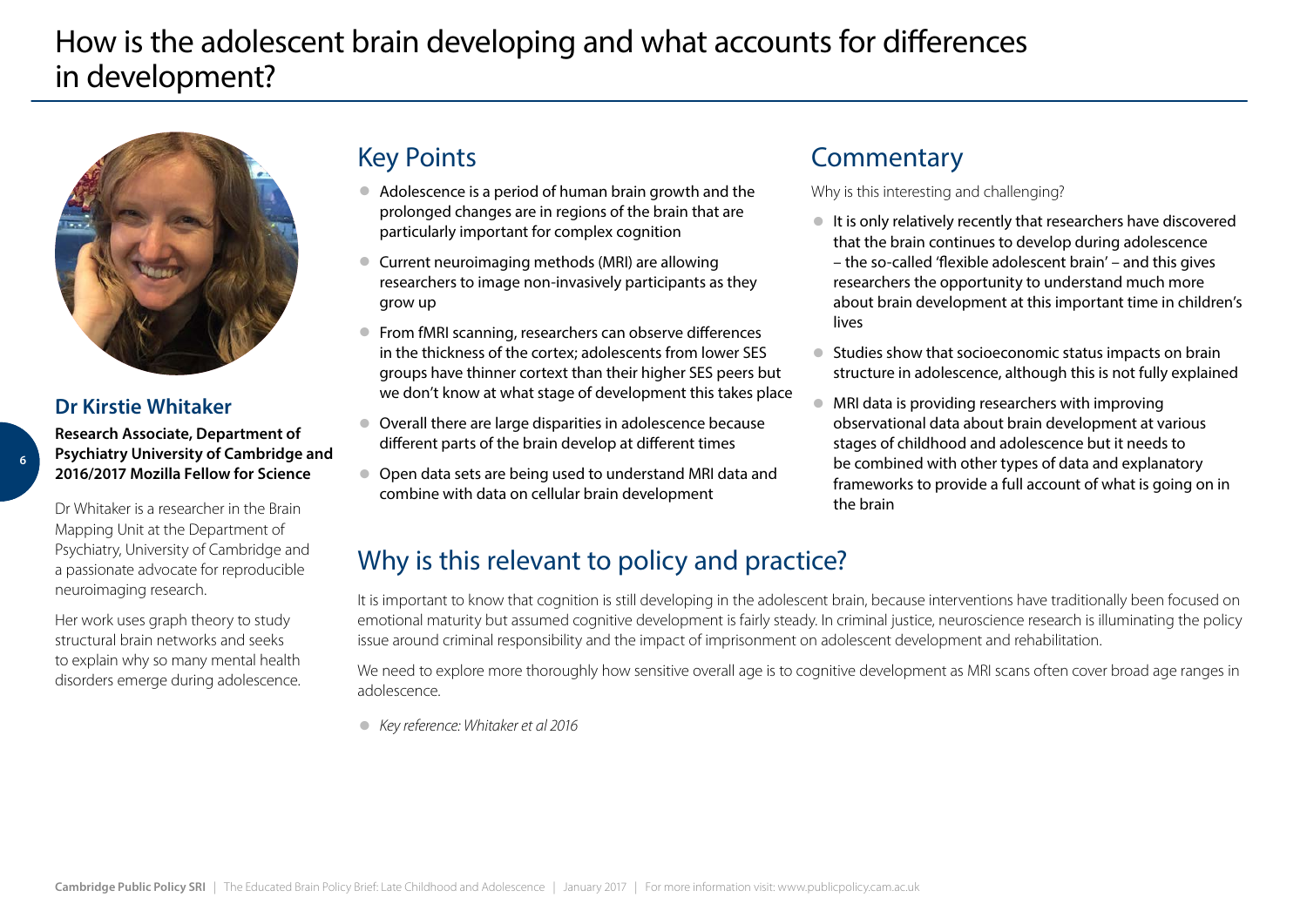# How is the adolescent brain developing and what accounts for differences in development?

### Dr Kirstie Whitaker

**Research Associate, Department of Psychiatry University of Cambridge and 2016/2017 Mozilla Fellow for Science**

Dr Whitaker is a researcher in the Brain Mapping Unit at the Department of Psychiatry, University of Cambridge and a passionate advocate for reproducible neuroimaging research.

Her work uses graph theory to study structural brain networks and seeks to explain why so many mental health disorders emerge during adolescence.

## Key Points

- Adolescence is a period of human brain growth and the prolonged changes are in regions of the brain that are particularly important for complex cognition
- Current neuroimaging methods (MRI) are allowing researchers to image non-invasively participants as they grow up
- From fMRI scanning, researchers can observe differences in the thickness of the cortex; adolescents from lower SES groups have thinner cortext than their higher SES peers but we don't know at what stage of development this takes place
- Overall there are large disparities in adolescence because different parts of the brain develop at different times
- Open data sets are being used to understand MRI data and combine with data on cellular brain development

## Commentary

Why is this interesting and challenging?

- It is only relatively recently that researchers have discovered that the brain continues to develop during adolescence – the so-called 'flexible adolescent brain' – and this gives researchers the opportunity to understand much more about brain development at this important time in children's lives
- Studies show that socioeconomic status impacts on brain structure in adolescence, although this is not fully explained
- MRI data is providing researchers with improving observational data about brain development at various stages of childhood and adolescence but it needs to be combined with other types of data and explanatory frameworks to provide a full account of what is going on in the brain

## Why is this relevant to policy and practice?

It is important to know that cognition is still developing in the adolescent brain, because interventions have traditionally been focused on emotional maturity but assumed cognitive development is fairly steady. In criminal justice, neuroscience research is illuminating the policy issue around criminal responsibility and the impact of imprisonment on adolescent development and rehabilitation.

We need to explore more thoroughly how sensitive overall age is to cognitive development as MRI scans often cover broad age ranges in adolescence.

- *Key reference: Whitaker et al 2016*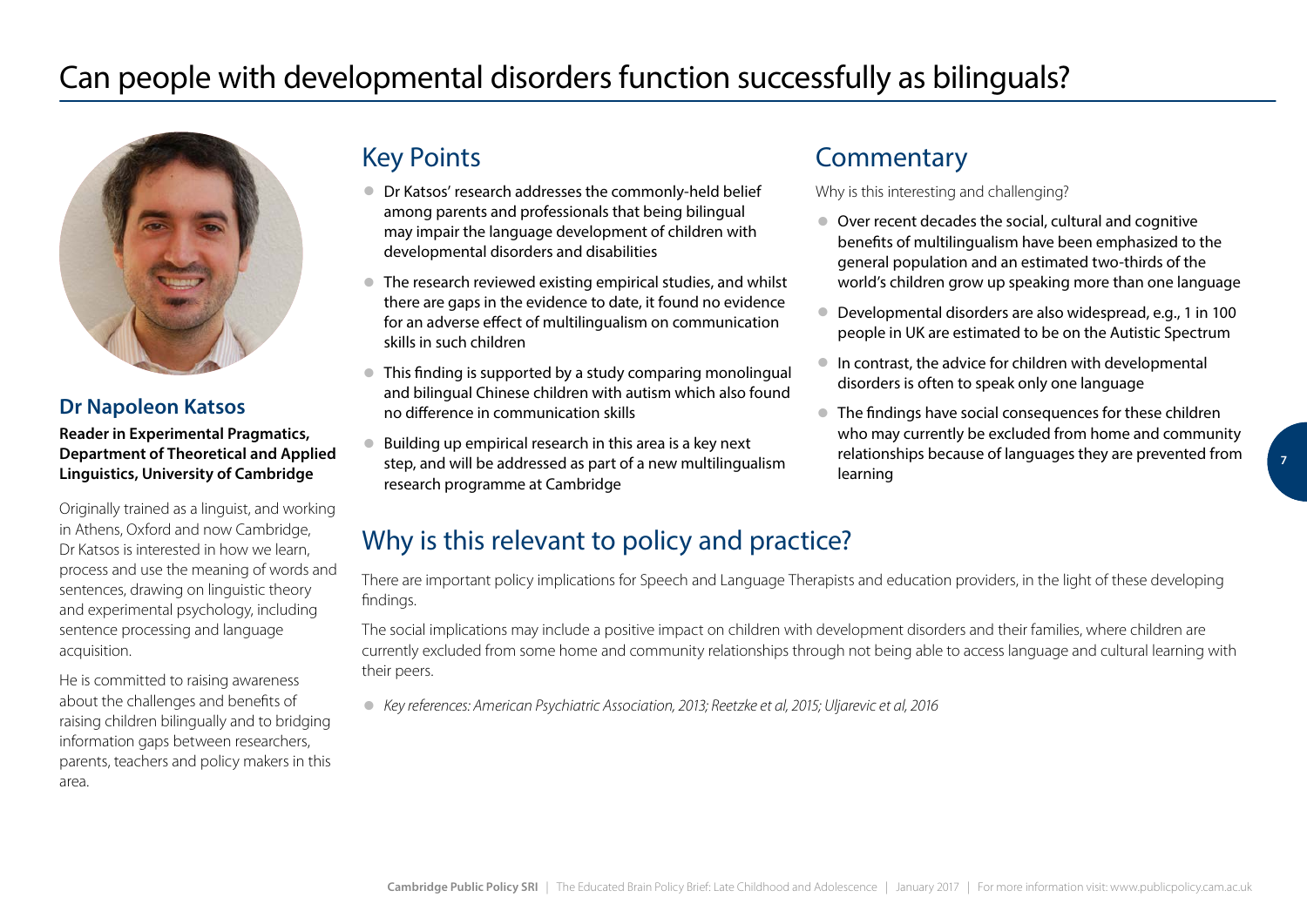# Can people with developmental disorders function successfully as bilinguals?

**Dr Napoleon Katsos**

**Reader in Experimental Pragmatics, Department of Theoretical and Applied Linguistics, University of Cambridge**

Originally trained as a linguist, and working in Athens, Oxford and now Cambridge, Dr Katsos is interested in how we learn, process and use the meaning of words and sentences, drawing on linguistic theory and experimental psychology, including sentence processing and language acquisition.

He is committed to raising awareness about the challenges and benefits of raising children bilingually and to bridging information gaps between researchers, parents, teachers and policy makers in this area.

## Key Points

- Dr Katsos' research addresses the commonly-held belief among parents and professionals that being bilingual may impair the language development of children with developmental disorders and disabilities
- The research reviewed existing empirical studies, and whilst there are gaps in the evidence to date, it found no evidence for an adverse effect of multilingualism on communication skills in such children
- This finding is supported by a study comparing monolingual and bilingual Chinese children with autism which also found no difference in communication skills
- Building up empirical research in this area is a key next step, and will be addressed as part of a new multilingualism research programme at Cambridge

## Commentary

Why is this interesting and challenging?

- Over recent decades the social, cultural and cognitive benefits of multilingualism have been emphasized to the general population and an estimated two-thirds of the world's children grow up speaking more than one language
- Developmental disorders are also widespread, e.g., 1 in 100 people in UK are estimated to be on the Autistic Spectrum
- In contrast, the advice for children with developmental disorders is often to speak only one language
- The findings have social consequences for these children who may currently be excluded from home and community relationships because of languages they are prevented from learning

## Why is this relevant to policy and practice?

There are important policy implications for Speech and Language Therapists and education providers, in the light of these developing findings.

The social implications may include a positive impact on children with development disorders and their families, where children are currently excluded from some home and community relationships through not being able to access language and cultural learning with their peers.

- *Key references: American Psychiatric Association, 2013; Reetzke et al, 2015; Uljarevic et al, 2016*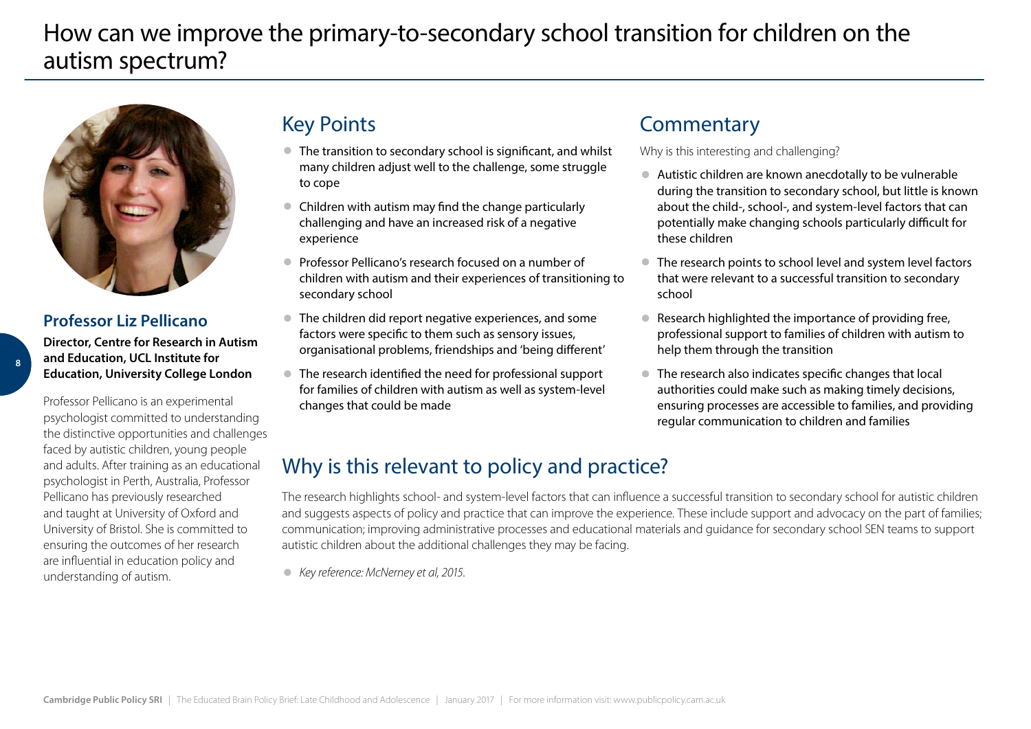# How can we improve the primary-to-secondary school transition for children on the autism spectrum?

### Professor Liz Pellicano

**Director, Centre for Research in Autism and Education, UCL Institute for Education, University College London**

Professor Pellicano is an experimental psychologist committed to understanding the distinctive opportunities and challenges faced by autistic children, young people and adults. After training as an educational psychologist in Perth, Australia, Professor Pellicano has previously researched and taught at University of Oxford and University of Bristol. She is committed to ensuring the outcomes of her research are influential in education policy and understanding of autism.

## Key Points

- The transition to secondary school is significant, and whilst many children adjust well to the challenge, some struggle to cope
- Children with autism may find the change particularly challenging and have an increased risk of a negative experience
- Professor Pellicano's research focused on a number of children with autism and their experiences of transitioning to secondary school
- The children did report negative experiences, and some factors were specific to them such as sensory issues, organisational problems, friendships and 'being different'
- The research identified the need for professional support for families of children with autism as well as system-level changes that could be made

## Commentary

Why is this interesting and challenging?

- Autistic children are known anecdotally to be vulnerable during the transition to secondary school, but little is known about the child-, school-, and system-level factors that can potentially make changing schools particularly difficult for these children
- The research points to school level and system level factors that were relevant to a successful transition to secondary school
- Research highlighted the importance of providing free, professional support to families of children with autism to help them through the transition
- The research also indicates specific changes that local authorities could make such as making timely decisions, ensuring processes are accessible to families, and providing regular communication to children and families

## Why is this relevant to policy and practice?

The research highlights school- and system-level factors that can influence a successful transition to secondary school for autistic children and suggests aspects of policy and practice that can improve the experience. These include support and advocacy on the part of families; communication; improving administrative processes and educational materials and guidance for secondary school SEN teams to support autistic children about the additional challenges they may be facing.

- *Key reference: McNerney et al, 2015.*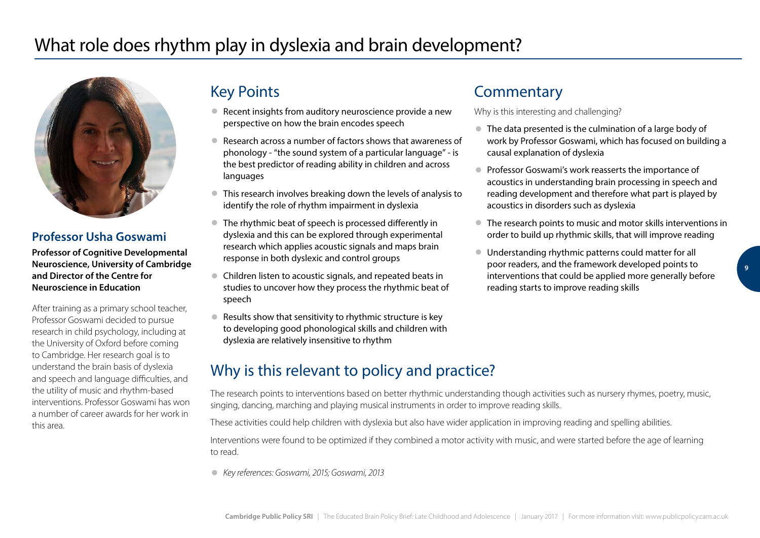# What role does rhythm play in dyslexia and brain development?

**Professor Usha Goswami**

**Professor of Cognitive Developmental Neuroscience, University of Cambridge and Director of the Centre for Neuroscience in Education**

After training as a primary school teacher, Professor Goswami decided to pursue research in child psychology, including at the University of Oxford before coming to Cambridge. Her research goal is to understand the brain basis of dyslexia and speech and language difficulties, and the utility of music and rhythm-based interventions. Professor Goswami has won a number of career awards for her work in this area.

## Key Points

- Recent insights from auditory neuroscience provide a new perspective on how the brain encodes speech
- Research across a number of factors shows that awareness of phonology - "the sound system of a particular language" - is the best predictor of reading ability in children and across languages
- This research involves breaking down the levels of analysis to identify the role of rhythm impairment in dyslexia
- The rhythmic beat of speech is processed differently in dyslexia and this can be explored through experimental research which applies acoustic signals and maps brain response in both dyslexic and control groups
- Children listen to acoustic signals, and repeated beats in studies to uncover how they process the rhythmic beat of speech
- Results show that sensitivity to rhythmic structure is key to developing good phonological skills and children with dyslexia are relatively insensitive to rhythm

## Commentary

Why is this interesting and challenging?

- The data presented is the culmination of a large body of work by Professor Goswami, which has focused on building a causal explanation of dyslexia
- Professor Goswami's work reasserts the importance of acoustics in understanding brain processing in speech and reading development and therefore what part is played by acoustics in disorders such as dyslexia
- The research points to music and motor skills interventions in order to build up rhythmic skills, that will improve reading
- Understanding rhythmic patterns could matter for all poor readers, and the framework developed points to interventions that could be applied more generally before reading starts to improve reading skills

## Why is this relevant to policy and practice?

The research points to interventions based on better rhythmic understanding though activities such as nursery rhymes, poetry, music, singing, dancing, marching and playing musical instruments in order to improve reading skills.

These activities could help children with dyslexia but also have wider application in improving reading and spelling abilities.

Interventions were found to be optimized if they combined a motor activity with music, and were started before the age of learning to read.

- *Key references: Goswami, 2015; Goswami, 2013*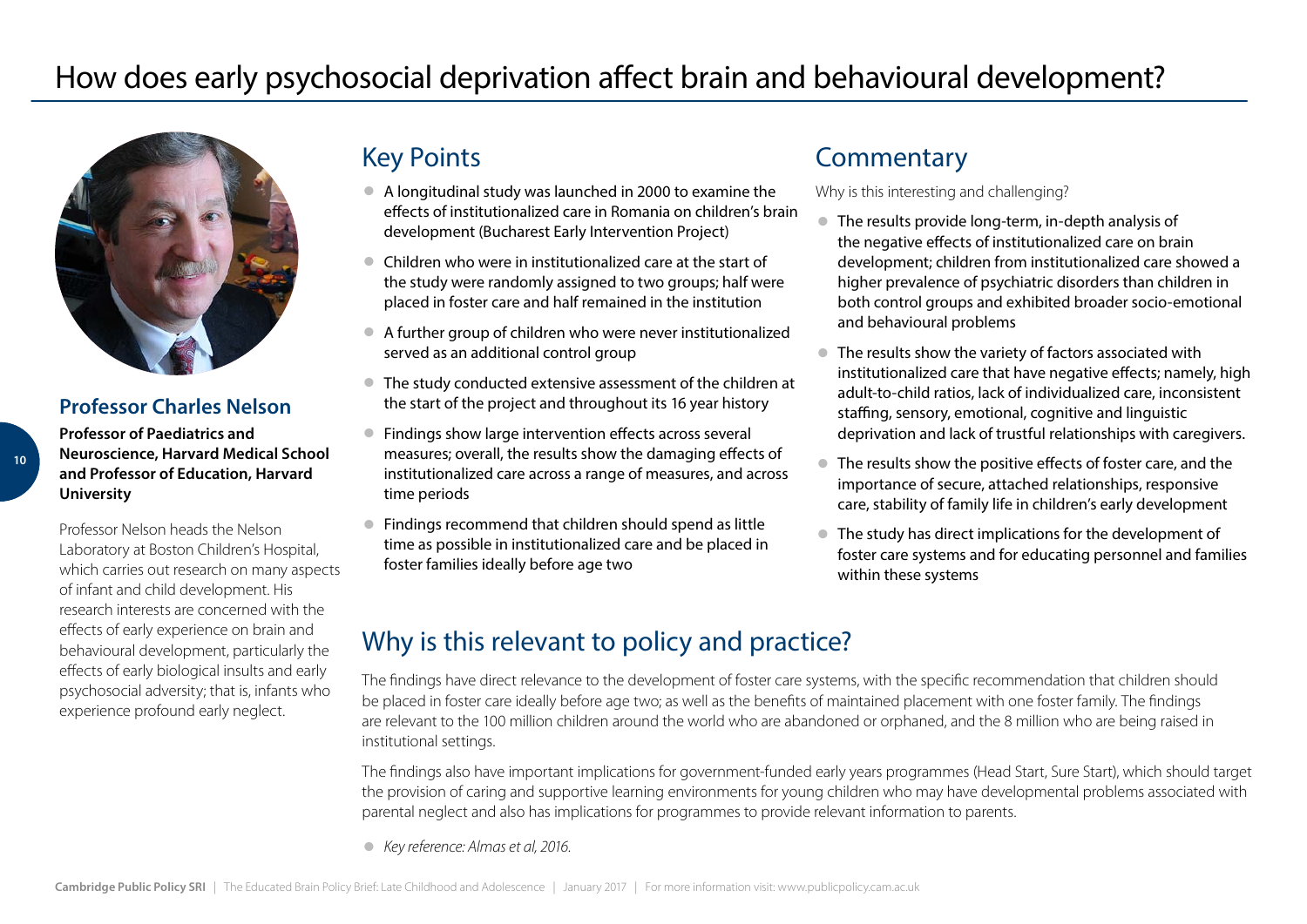# How does early psychosocial deprivation affect brain and behavioural development?

## Professor Charles Nelson

**Professor of Paediatrics and Neuroscience, Harvard Medical School and Professor of Education, Harvard University**

Professor Nelson heads the Nelson Laboratory at Boston Children's Hospital, which carries out research on many aspects of infant and child development. His research interests are concerned with the effects of early experience on brain and behavioural development, particularly the effects of early biological insults and early psychosocial adversity; that is, infants who experience profound early neglect.

## Key Points

- A longitudinal study was launched in 2000 to examine the effects of institutionalized care in Romania on children's brain development (Bucharest Early Intervention Project)
- Children who were in institutionalized care at the start of the study were randomly assigned to two groups; half were placed in foster care and half remained in the institution
- A further group of children who were never institutionalized served as an additional control group
- The study conducted extensive assessment of the children at the start of the project and throughout its 16 year history
- Findings show large intervention effects across several measures; overall, the results show the damaging effects of institutionalized care across a range of measures, and across time periods
- Findings recommend that children should spend as little time as possible in institutionalized care and be placed in foster families ideally before age two

## Commentary

Why is this interesting and challenging?

- The results provide long-term, in-depth analysis of the negative effects of institutionalized care on brain development; children from institutionalized care showed a higher prevalence of psychiatric disorders than children in both control groups and exhibited broader socio-emotional and behavioural problems
- The results show the variety of factors associated with institutionalized care that have negative effects; namely, high adult-to-child ratios, lack of individualized care, inconsistent staffing, sensory, emotional, cognitive and linguistic deprivation and lack of trustful relationships with caregivers.
- The results show the positive effects of foster care, and the importance of secure, attached relationships, responsive care, stability of family life in children's early development
- The study has direct implications for the development of foster care systems and for educating personnel and families within these systems

## Why is this relevant to policy and practice?

The findings have direct relevance to the development of foster care systems, with the specific recommendation that children should be placed in foster care ideally before age two; as well as the benefits of maintained placement with one foster family. The findings are relevant to the 100 million children around the world who are abandoned or orphaned, and the 8 million who are being raised in institutional settings.

The findings also have important implications for government-funded early years programmes (Head Start, Sure Start), which should target the provision of caring and supportive learning environments for young children who may have developmental problems associated with parental neglect and also has implications for programmes to provide relevant information to parents.

- *Key reference: Almas et al, 2016.*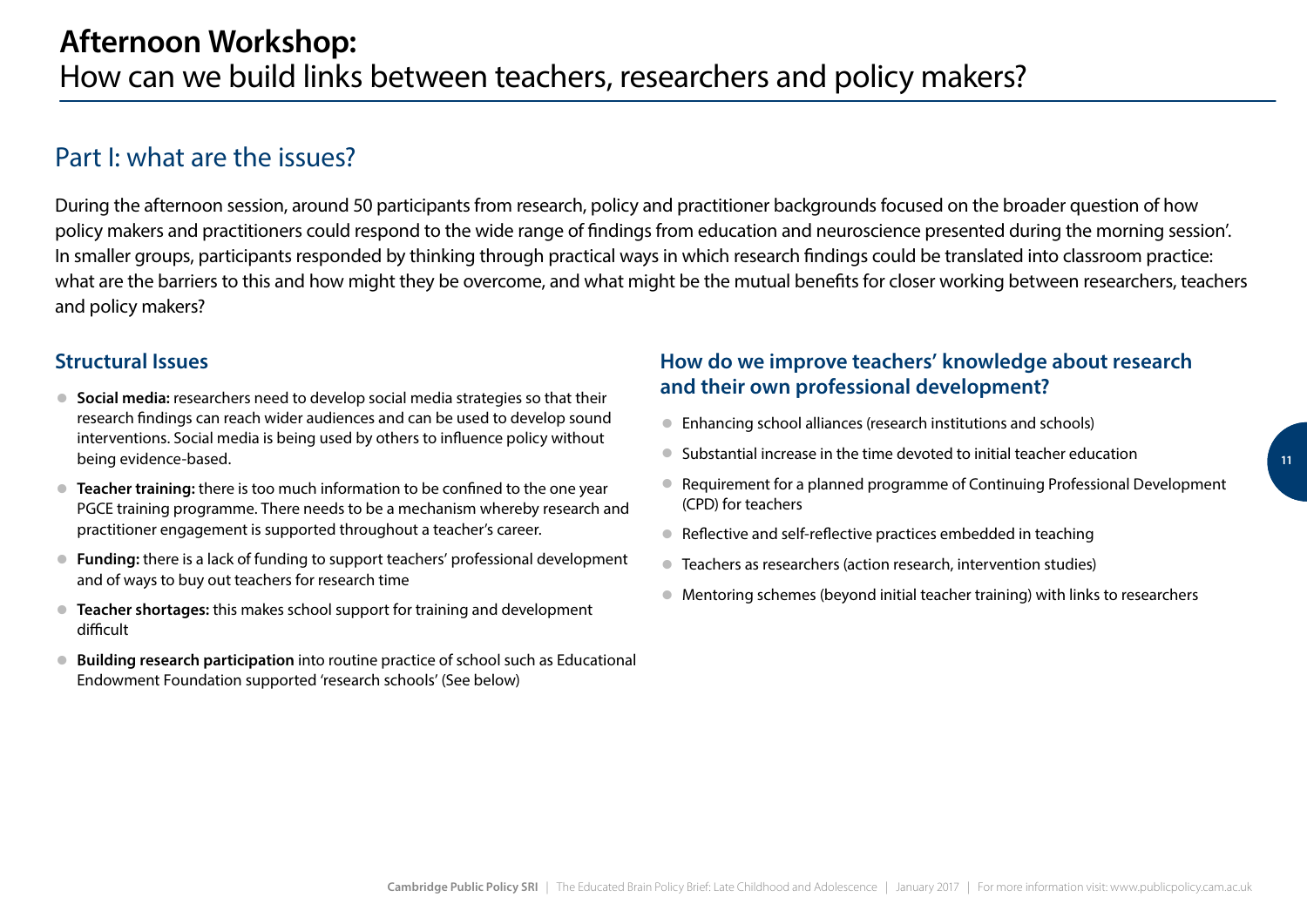# **Afternoon Workshop:** How can we build links between teachers, researchers and policy makers?

## Part I: what are the issues?

During the afternoon session, around 50 participants from research, policy and practitioner backgrounds focused on the broader question of how policy makers and practitioners could respond to the wide range of findings from education and neuroscience presented during the morning session'. In smaller groups, participants responded by thinking through practical ways in which research findings could be translated into classroom practice: what are the barriers to this and how might they be overcome, and what might be the mutual benefits for closer working between researchers, teachers and policy makers?

### Structural Issues

- **Social media:** researchers need to develop social media strategies so that their research findings can reach wider audiences and can be used to develop sound interventions. Social media is being used by others to influence policy without being evidence-based.
- **Teacher training:** there is too much information to be confined to the one year PGCE training programme. There needs to be a mechanism whereby research and practitioner engagement is supported throughout a teacher's career.
- **Funding:** there is a lack of funding to support teachers' professional development and of ways to buy out teachers for research time
- **Teacher shortages:** this makes school support for training and development difficult
- **Building research participation** into routine practice of school such as Educational Endowment Foundation supported 'research schools' (See below)

### How do we improve teachers' knowledge about research and their own professional development?

- Enhancing school alliances (research institutions and schools)
- Substantial increase in the time devoted to initial teacher education
- Requirement for a planned programme of Continuing Professional Development (CPD) for teachers
- Reflective and self-reflective practices embedded in teaching
- Teachers as researchers (action research, intervention studies)
- Mentoring schemes (beyond initial teacher training) with links to researchers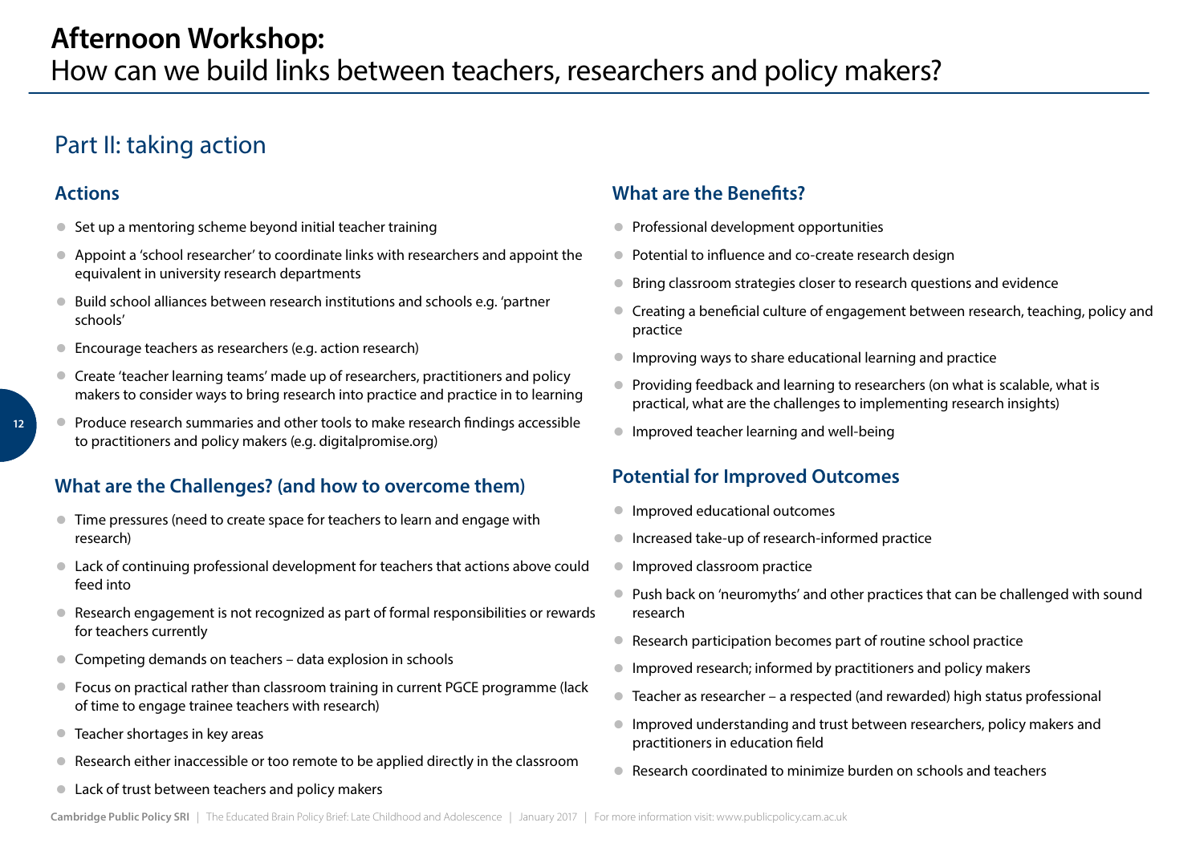# Afternoon Workshop:

How can we build links between teachers, researchers and policy makers?

## Part II: taking action

### Actions

- Set up a mentoring scheme beyond initial teacher training
- Appoint a 'school researcher' to coordinate links with researchers and appoint the equivalent in university research departments
- Build school alliances between research institutions and schools e.g. 'partner schools'
- Encourage teachers as researchers (e.g. action research)
- Create 'teacher learning teams' made up of researchers, practitioners and policy makers to consider ways to bring research into practice and practice in to learning
- Produce research summaries and other tools to make research findings accessible to practitioners and policy makers (e.g. digitalpromise.org)

### What are the Challenges? (and how to overcome them)

- Time pressures (need to create space for teachers to learn and engage with research)
- Lack of continuing professional development for teachers that actions above could feed into
- Research engagement is not recognized as part of formal responsibilities or rewards for teachers currently
- Competing demands on teachers – data explosion in schools
- Focus on practical rather than classroom training in current PGCE programme (lack of time to engage trainee teachers with research)
- Teacher shortages in key areas
- Research either inaccessible or too remote to be applied directly in the classroom
- Lack of trust between teachers and policy makers

### What are the Benefits?

- Professional development opportunities
- Potential to influence and co-create research design
- Bring classroom strategies closer to research questions and evidence
- Creating a beneficial culture of engagement between research, teaching, policy and practice
- Improving ways to share educational learning and practice
- Providing feedback and learning to researchers (on what is scalable, what is practical, what are the challenges to implementing research insights)
- Improved teacher learning and well-being

### Potential for Improved Outcomes

- Improved educational outcomes
- Increased take-up of research-informed practice
- Improved classroom practice
- Push back on 'neuromyths' and other practices that can be challenged with sound research
- Research participation becomes part of routine school practice
- Improved research; informed by practitioners and policy makers
- Teacher as researcher – a respected (and rewarded) high status professional
- Improved understanding and trust between researchers, policy makers and practitioners in education field
- Research coordinated to minimize burden on schools and teachers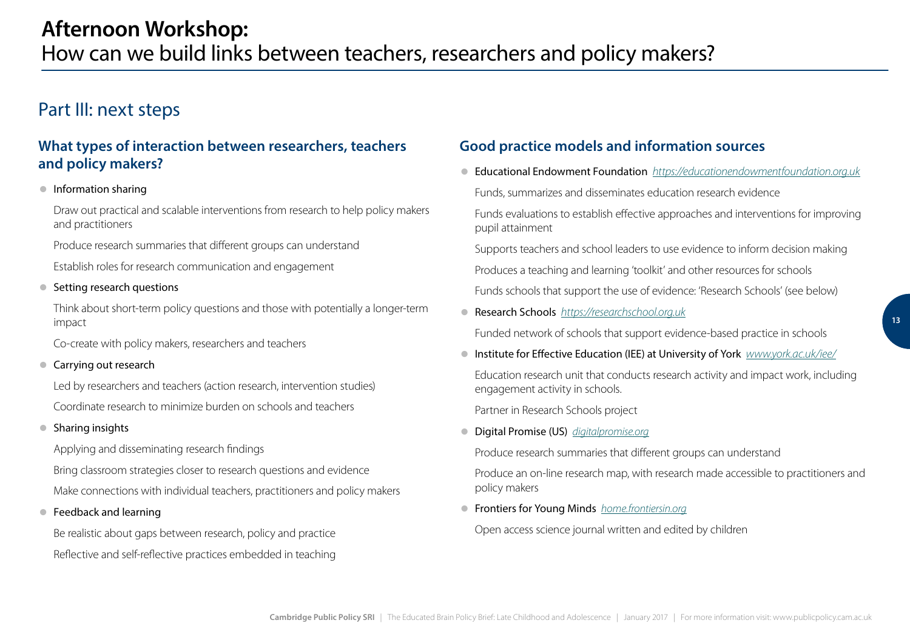# **Afternoon Workshop:** How can we build links between teachers, researchers and policy makers?

## Part III: next steps

### What types of interaction between researchers, teachers and policy makers?

- Information sharing

  Draw out practical and scalable interventions from research to help policy makers and practitioners

  Produce research summaries that different groups can understand

  Establish roles for research communication and engagement

- Setting research questions

  Think about short-term policy questions and those with potentially a longer-term impact

  Co-create with policy makers, researchers and teachers

- Carrying out research

  Led by researchers and teachers (action research, intervention studies)

  Coordinate research to minimize burden on schools and teachers

- Sharing insights

  Applying and disseminating research findings

  Bring classroom strategies closer to research questions and evidence

  Make connections with individual teachers, practitioners and policy makers

- Feedback and learning

  Be realistic about gaps between research, policy and practice

  Reflective and self-reflective practices embedded in teaching

### Good practice models and information sources

- Educational Endowment Foundation *https://educationendowmentfoundation.org.uk*

  Funds, summarizes and disseminates education research evidence

  Funds evaluations to establish effective approaches and interventions for improving pupil attainment

  Supports teachers and school leaders to use evidence to inform decision making

  Produces a teaching and learning 'toolkit' and other resources for schools

  Funds schools that support the use of evidence: 'Research Schools' (see below)

- Research Schools *https://researchschool.org.uk*

  Funded network of schools that support evidence-based practice in schools

- Institute for Effective Education (IEE) at University of York *www.york.ac.uk/iee/*

  Education research unit that conducts research activity and impact work, including engagement activity in schools.

  Partner in Research Schools project

- Digital Promise (US) *digitalpromise.org*

  Produce research summaries that different groups can understand

  Produce an on-line research map, with research made accessible to practitioners and policy makers

- Frontiers for Young Minds *home.frontiersin.org*

  Open access science journal written and edited by children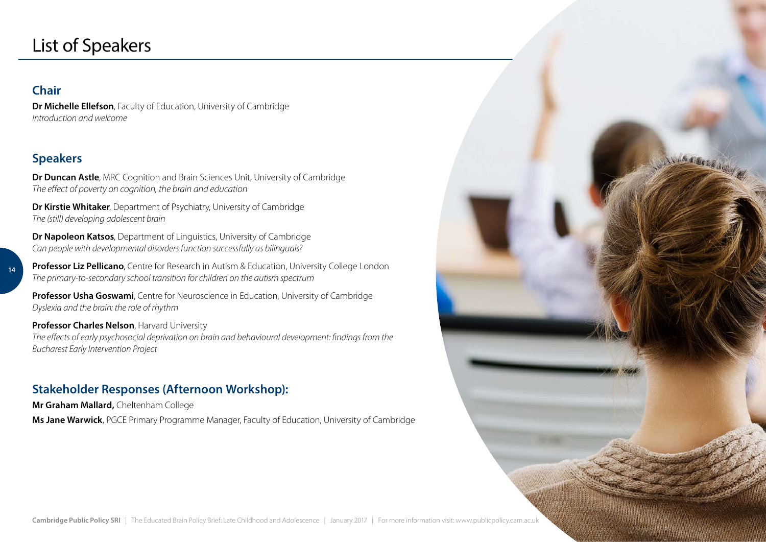# List of Speakers

## Chair

**Dr Michelle Ellefson**, Faculty of Education, University of Cambridge
*Introduction and welcome*

## Speakers

**Dr Duncan Astle**, MRC Cognition and Brain Sciences Unit, University of Cambridge
*The effect of poverty on cognition, the brain and education*

**Dr Kirstie Whitaker**, Department of Psychiatry, University of Cambridge
*The (still) developing adolescent brain*

**Dr Napoleon Katsos**, Department of Linguistics, University of Cambridge
*Can people with developmental disorders function successfully as bilinguals?*

**Professor Liz Pellicano**, Centre for Research in Autism & Education, University College London
*The primary-to-secondary school transition for children on the autism spectrum*

**Professor Usha Goswami**, Centre for Neuroscience in Education, University of Cambridge
*Dyslexia and the brain: the role of rhythm*

**Professor Charles Nelson**, Harvard University
*The effects of early psychosocial deprivation on brain and behavioural development: findings from the Bucharest Early Intervention Project*

## Stakeholder Responses (Afternoon Workshop):

**Mr Graham Mallard,** Cheltenham College

**Ms Jane Warwick**, PGCE Primary Programme Manager, Faculty of Education, University of Cambridge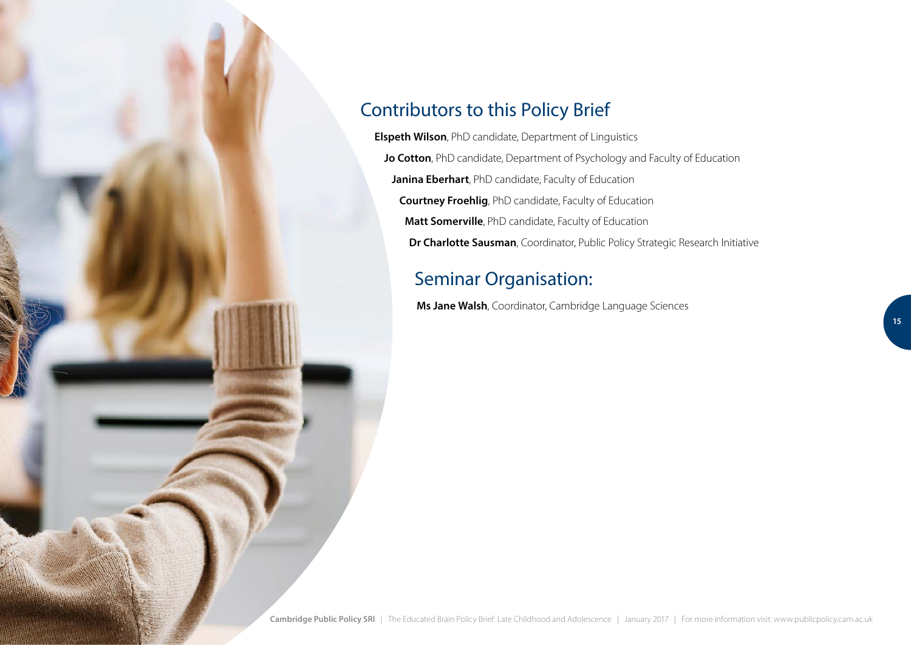## Contributors to this Policy Brief

**Elspeth Wilson**, PhD candidate, Department of Linguistics

**Jo Cotton**, PhD candidate, Department of Psychology and Faculty of Education

**Janina Eberhart**, PhD candidate, Faculty of Education

**Courtney Froehlig**, PhD candidate, Faculty of Education

**Matt Somerville**, PhD candidate, Faculty of Education

**Dr Charlotte Sausman**, Coordinator, Public Policy Strategic Research Initiative

## Seminar Organisation:

**Ms Jane Walsh**, Coordinator, Cambridge Language Sciences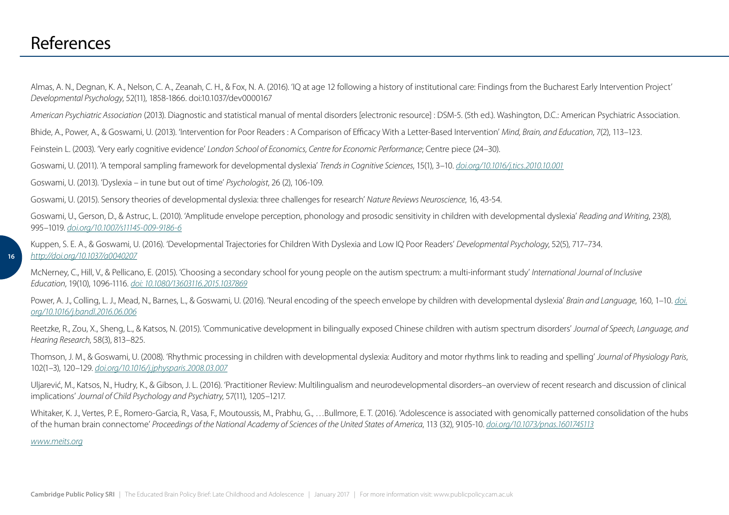# References

Almas, A. N., Degnan, K. A., Nelson, C. A., Zeanah, C. H., & Fox, N. A. (2016). 'IQ at age 12 following a history of institutional care: Findings from the Bucharest Early Intervention Project' *Developmental Psychology*, 52(11), 1858-1866. doi:10.1037/dev0000167

*American Psychiatric Association* (2013). Diagnostic and statistical manual of mental disorders [electronic resource] : DSM-5. (5th ed.). Washington, D.C.: American Psychiatric Association.

Bhide, A., Power, A., & Goswami, U. (2013). 'Intervention for Poor Readers : A Comparison of Efficacy With a Letter-Based Intervention' *Mind, Brain, and Education*, 7(2), 113–123.

Feinstein L. (2003). 'Very early cognitive evidence' *London School of Economics, Centre for Economic Performance*; Centre piece (24–30).

Goswami, U. (2011). 'A temporal sampling framework for developmental dyslexia' *Trends in Cognitive Sciences*, 15(1), 3–10. *doi.org/10.1016/j.tics.2010.10.001*

Goswami, U. (2013). 'Dyslexia – in tune but out of time' *Psychologist*, 26 (2), 106-109.

Goswami, U. (2015). Sensory theories of developmental dyslexia: three challenges for research' *Nature Reviews Neuroscience*, 16, 43-54.

Goswami, U., Gerson, D., & Astruc, L. (2010). 'Amplitude envelope perception, phonology and prosodic sensitivity in children with developmental dyslexia' *Reading and Writing*, 23(8), 995–1019. *doi.org/10.1007/s11145-009-9186-6*

Kuppen, S. E. A., & Goswami, U. (2016). 'Developmental Trajectories for Children With Dyslexia and Low IQ Poor Readers' *Developmental Psychology*, 52(5), 717–734. *http://doi.org/10.1037/a0040207*

McNerney, C., Hill, V., & Pellicano, E. (2015). 'Choosing a secondary school for young people on the autism spectrum: a multi-informant study' *International Journal of Inclusive Education*, 19(10), 1096-1116. *doi: 10.1080/13603116.2015.1037869*

Power, A. J., Colling, L. J., Mead, N., Barnes, L., & Goswami, U. (2016). 'Neural encoding of the speech envelope by children with developmental dyslexia' *Brain and Language*, 160, 1–10. *doi.org/10.1016/j.bandl.2016.06.006*

Reetzke, R., Zou, X., Sheng, L., & Katsos, N. (2015). 'Communicative development in bilingually exposed Chinese children with autism spectrum disorders' *Journal of Speech, Language, and Hearing Research*, 58(3), 813–825.

Thomson, J. M., & Goswami, U. (2008). 'Rhythmic processing in children with developmental dyslexia: Auditory and motor rhythms link to reading and spelling' *Journal of Physiology Paris*, 102(1–3), 120–129. *doi.org/10.1016/j.jphysparis.2008.03.007*

Uljarević, M., Katsos, N., Hudry, K., & Gibson, J. L. (2016). 'Practitioner Review: Multilingualism and neurodevelopmental disorders–an overview of recent research and discussion of clinical implications' *Journal of Child Psychology and Psychiatry*, 57(11), 1205–1217.

Whitaker, K. J., Vertes, P. E., Romero-Garcia, R., Vasa, F., Moutoussis, M., Prabhu, G., …Bullmore, E. T. (2016). 'Adolescence is associated with genomically patterned consolidation of the hubs of the human brain connectome' *Proceedings of the National Academy of Sciences of the United States of America*, 113 (32), 9105-10. *doi.org/10.1073/pnas.1601745113*

*www.meits.org*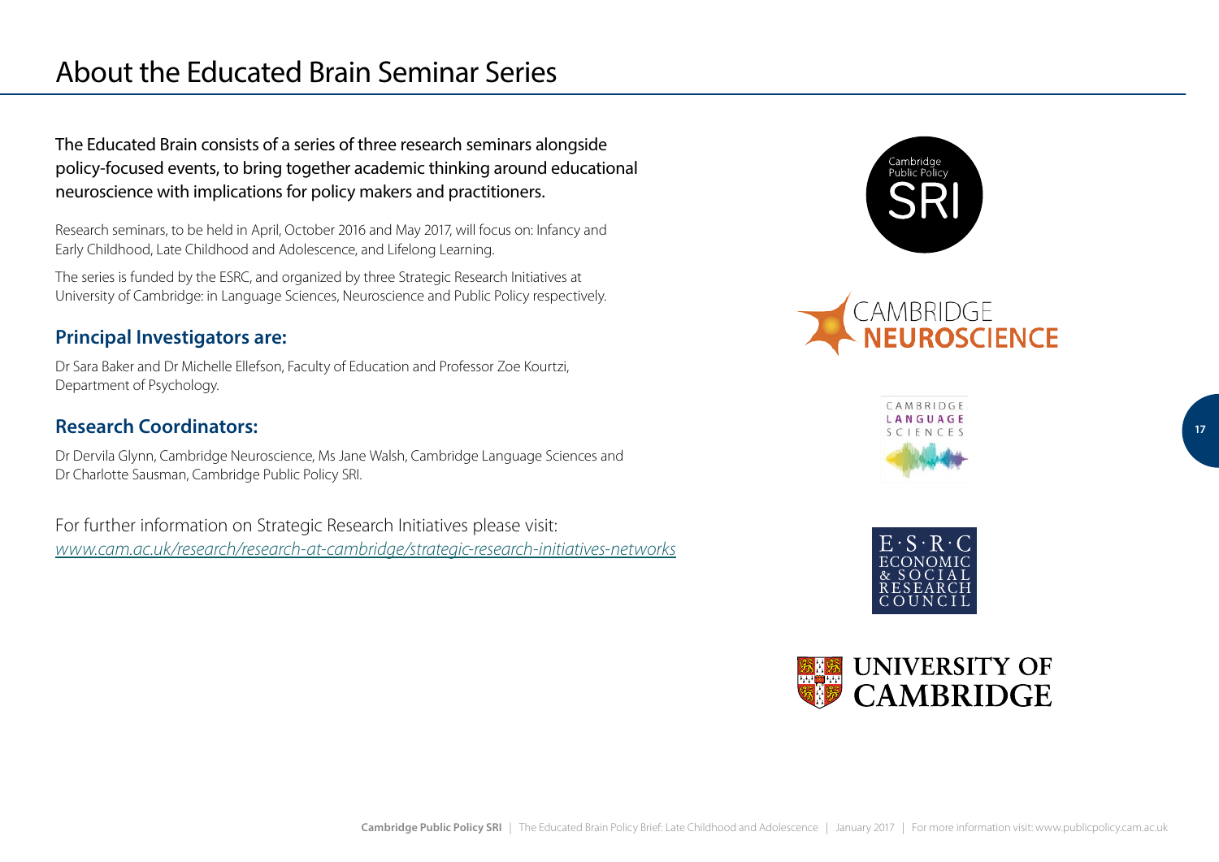# About the Educated Brain Seminar Series

The Educated Brain consists of a series of three research seminars alongside policy-focused events, to bring together academic thinking around educational neuroscience with implications for policy makers and practitioners.

Research seminars, to be held in April, October 2016 and May 2017, will focus on: Infancy and Early Childhood, Late Childhood and Adolescence, and Lifelong Learning.

The series is funded by the ESRC, and organized by three Strategic Research Initiatives at University of Cambridge: in Language Sciences, Neuroscience and Public Policy respectively.

## Principal Investigators are:

Dr Sara Baker and Dr Michelle Ellefson, Faculty of Education and Professor Zoe Kourtzi, Department of Psychology.

## Research Coordinators:

Dr Dervila Glynn, Cambridge Neuroscience, Ms Jane Walsh, Cambridge Language Sciences and Dr Charlotte Sausman, Cambridge Public Policy SRI.

For further information on Strategic Research Initiatives please visit:
*www.cam.ac.uk/research/research-at-cambridge/strategic-research-initiatives-networks*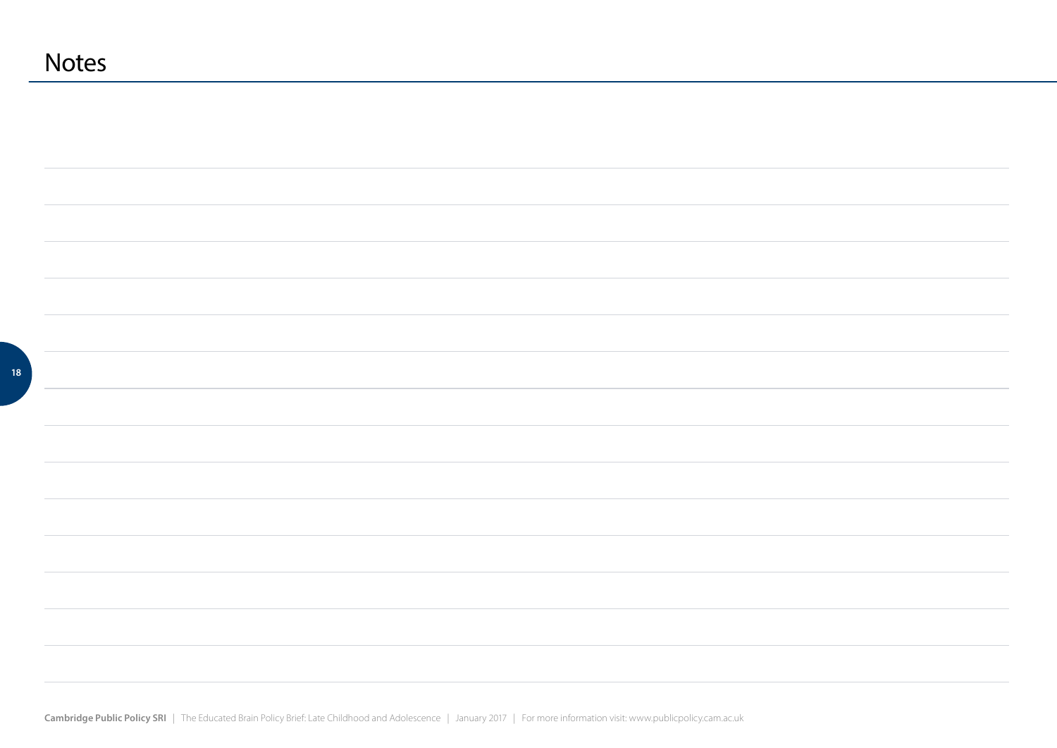# Notes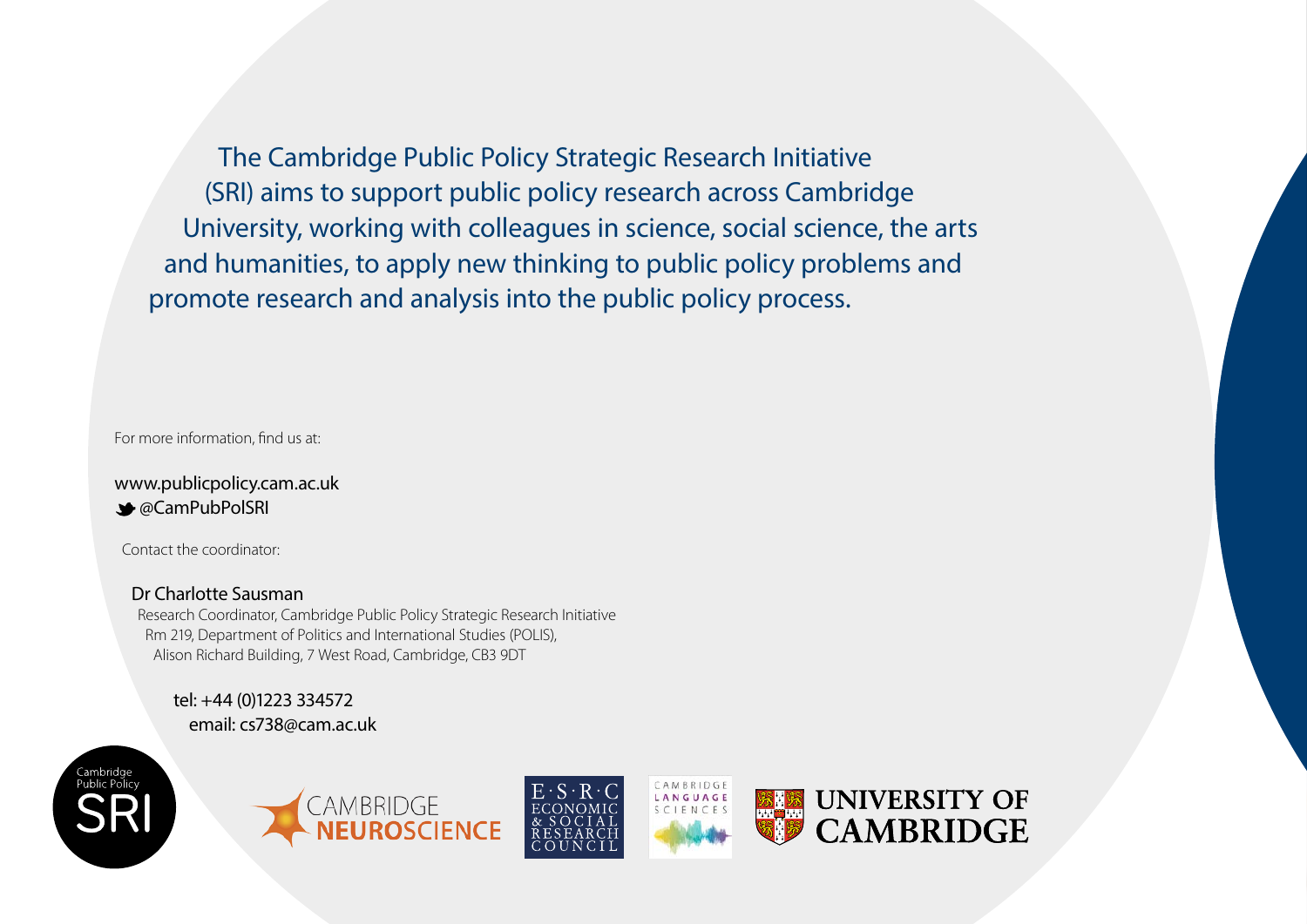The Cambridge Public Policy Strategic Research Initiative (SRI) aims to support public policy research across Cambridge University, working with colleagues in science, social science, the arts and humanities, to apply new thinking to public policy problems and promote research and analysis into the public policy process.

For more information, find us at:

www.publicpolicy.cam.ac.uk
@CamPubPolSRI

Contact the coordinator:

Dr Charlotte Sausman
Research Coordinator, Cambridge Public Policy Strategic Research Initiative
Rm 219, Department of Politics and International Studies (POLIS),
Alison Richard Building, 7 West Road, Cambridge, CB3 9DT

tel: +44 (0)1223 334572
email: cs738@cam.ac.uk

Cambridge Public Policy SRI

CAMBRIDGE NEUROSCIENCE

E·S·R·C ECONOMIC & SOCIAL RESEARCH COUNCIL

CAMBRIDGE LANGUAGE SCIENCES

UNIVERSITY OF CAMBRIDGE